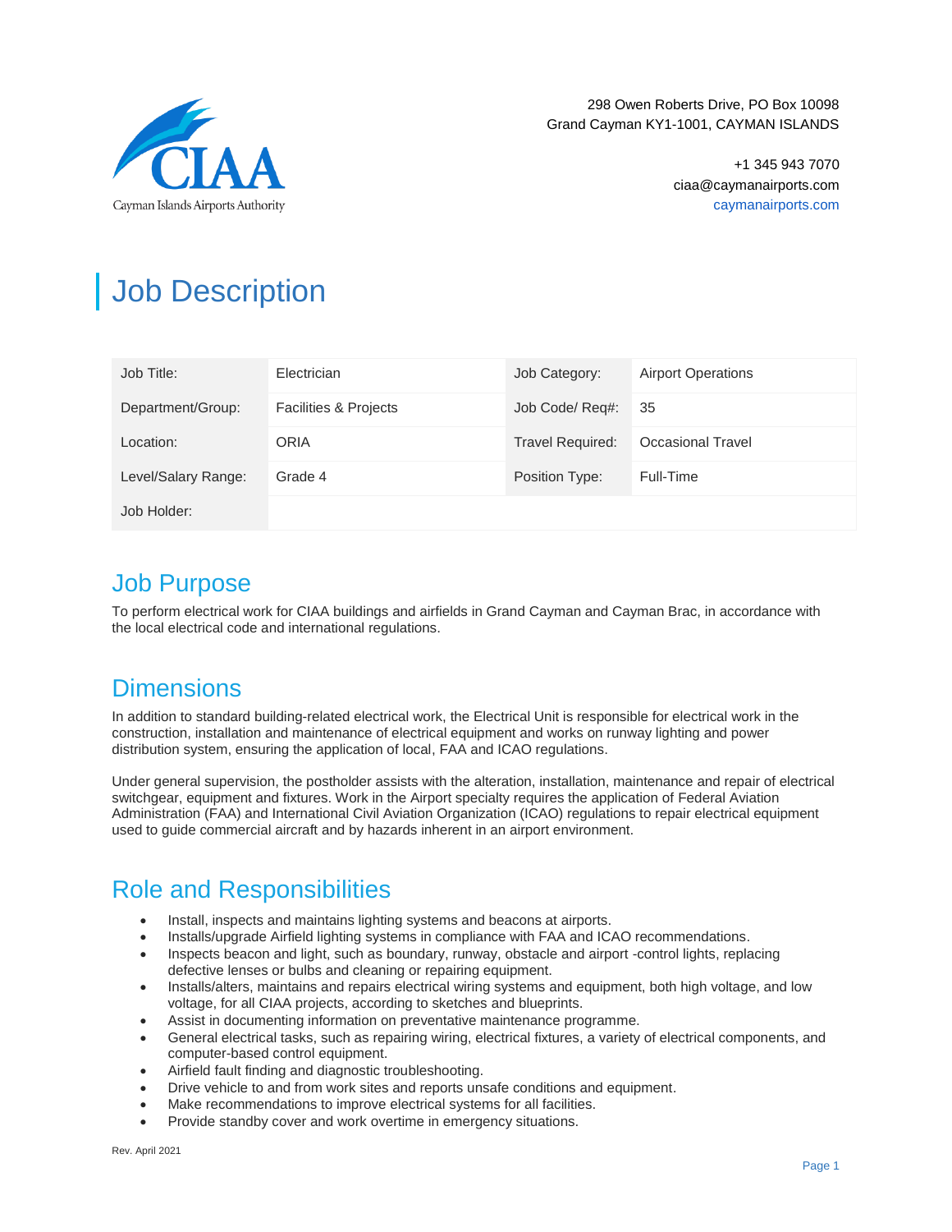298 Owen Roberts Drive, PO Box 10098
Grand Cayman KY1-1001, CAYMAN ISLANDS

+1 345 943 7070
ciaa@caymanairports.com
caymanairports.com

CIAA
Cayman Islands Airports Authority

# Job Description

| Job Title: | Electrician | Job Category: | Airport Operations |
|---|---|---|---|
| Department/Group: | Facilities & Projects | Job Code/ Req#: | 35 |
| Location: | ORIA | Travel Required: | Occasional Travel |
| Level/Salary Range: | Grade 4 | Position Type: | Full-Time |
| Job Holder: | | | |

## Job Purpose

To perform electrical work for CIAA buildings and airfields in Grand Cayman and Cayman Brac, in accordance with the local electrical code and international regulations.

## Dimensions

In addition to standard building-related electrical work, the Electrical Unit is responsible for electrical work in the construction, installation and maintenance of electrical equipment and works on runway lighting and power distribution system, ensuring the application of local, FAA and ICAO regulations.

Under general supervision, the postholder assists with the alteration, installation, maintenance and repair of electrical switchgear, equipment and fixtures. Work in the Airport specialty requires the application of Federal Aviation Administration (FAA) and International Civil Aviation Organization (ICAO) regulations to repair electrical equipment used to guide commercial aircraft and by hazards inherent in an airport environment.

## Role and Responsibilities

- Install, inspects and maintains lighting systems and beacons at airports.
- Installs/upgrade Airfield lighting systems in compliance with FAA and ICAO recommendations.
- Inspects beacon and light, such as boundary, runway, obstacle and airport -control lights, replacing defective lenses or bulbs and cleaning or repairing equipment.
- Installs/alters, maintains and repairs electrical wiring systems and equipment, both high voltage, and low voltage, for all CIAA projects, according to sketches and blueprints.
- Assist in documenting information on preventative maintenance programme.
- General electrical tasks, such as repairing wiring, electrical fixtures, a variety of electrical components, and computer-based control equipment.
- Airfield fault finding and diagnostic troubleshooting.
- Drive vehicle to and from work sites and reports unsafe conditions and equipment.
- Make recommendations to improve electrical systems for all facilities.
- Provide standby cover and work overtime in emergency situations.

Rev. April 2021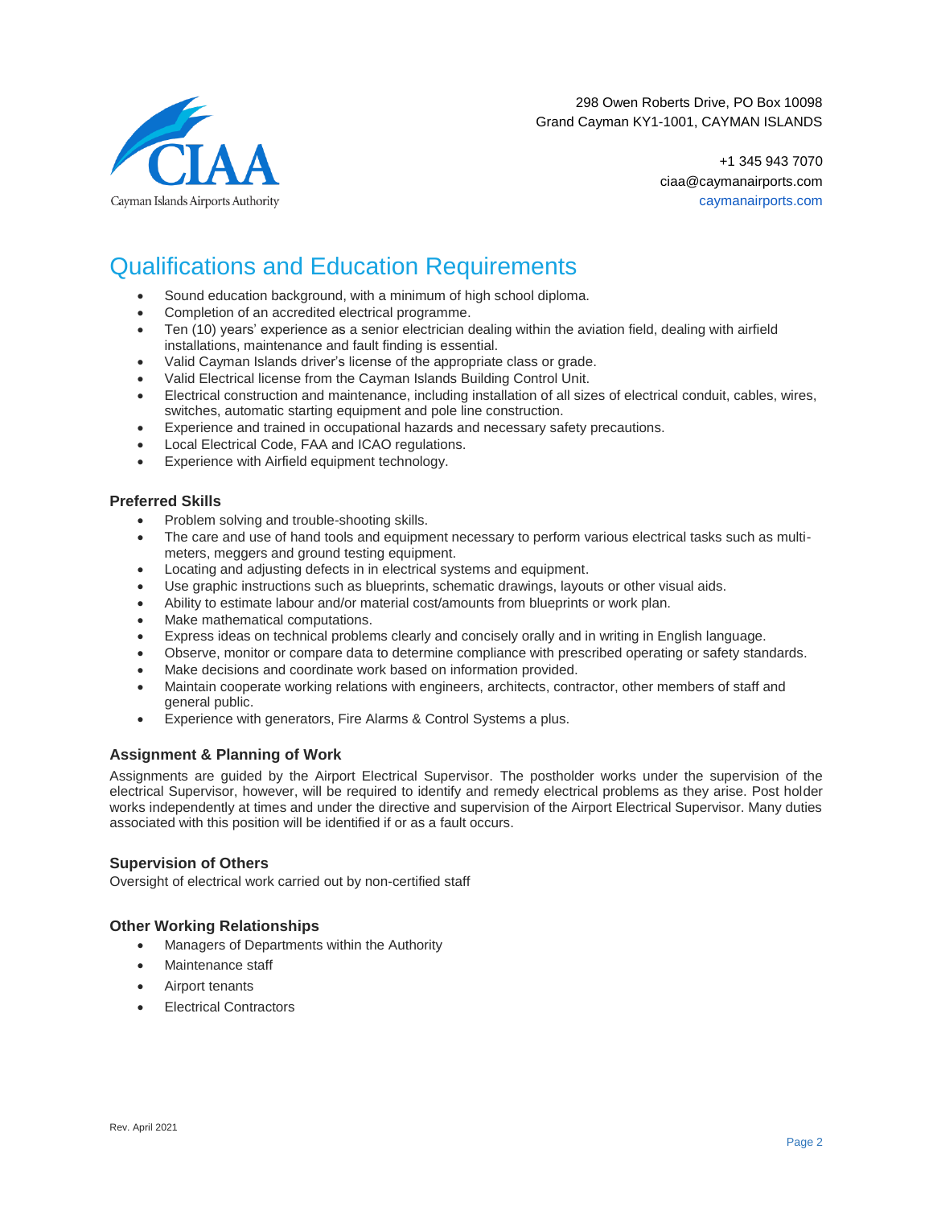298 Owen Roberts Drive, PO Box 10098
Grand Cayman KY1-1001, CAYMAN ISLANDS

+1 345 943 7070
ciaa@caymanairports.com
caymanairports.com

# Qualifications and Education Requirements

- Sound education background, with a minimum of high school diploma.
- Completion of an accredited electrical programme.
- Ten (10) years' experience as a senior electrician dealing within the aviation field, dealing with airfield installations, maintenance and fault finding is essential.
- Valid Cayman Islands driver's license of the appropriate class or grade.
- Valid Electrical license from the Cayman Islands Building Control Unit.
- Electrical construction and maintenance, including installation of all sizes of electrical conduit, cables, wires, switches, automatic starting equipment and pole line construction.
- Experience and trained in occupational hazards and necessary safety precautions.
- Local Electrical Code, FAA and ICAO regulations.
- Experience with Airfield equipment technology.

### Preferred Skills

- Problem solving and trouble-shooting skills.
- The care and use of hand tools and equipment necessary to perform various electrical tasks such as multi-meters, meggers and ground testing equipment.
- Locating and adjusting defects in in electrical systems and equipment.
- Use graphic instructions such as blueprints, schematic drawings, layouts or other visual aids.
- Ability to estimate labour and/or material cost/amounts from blueprints or work plan.
- Make mathematical computations.
- Express ideas on technical problems clearly and concisely orally and in writing in English language.
- Observe, monitor or compare data to determine compliance with prescribed operating or safety standards.
- Make decisions and coordinate work based on information provided.
- Maintain cooperate working relations with engineers, architects, contractor, other members of staff and general public.
- Experience with generators, Fire Alarms & Control Systems a plus.

### Assignment & Planning of Work

Assignments are guided by the Airport Electrical Supervisor. The postholder works under the supervision of the electrical Supervisor, however, will be required to identify and remedy electrical problems as they arise. Post holder works independently at times and under the directive and supervision of the Airport Electrical Supervisor. Many duties associated with this position will be identified if or as a fault occurs.

### Supervision of Others

Oversight of electrical work carried out by non-certified staff

### Other Working Relationships

- Managers of Departments within the Authority
- Maintenance staff
- Airport tenants
- Electrical Contractors

Rev. April 2021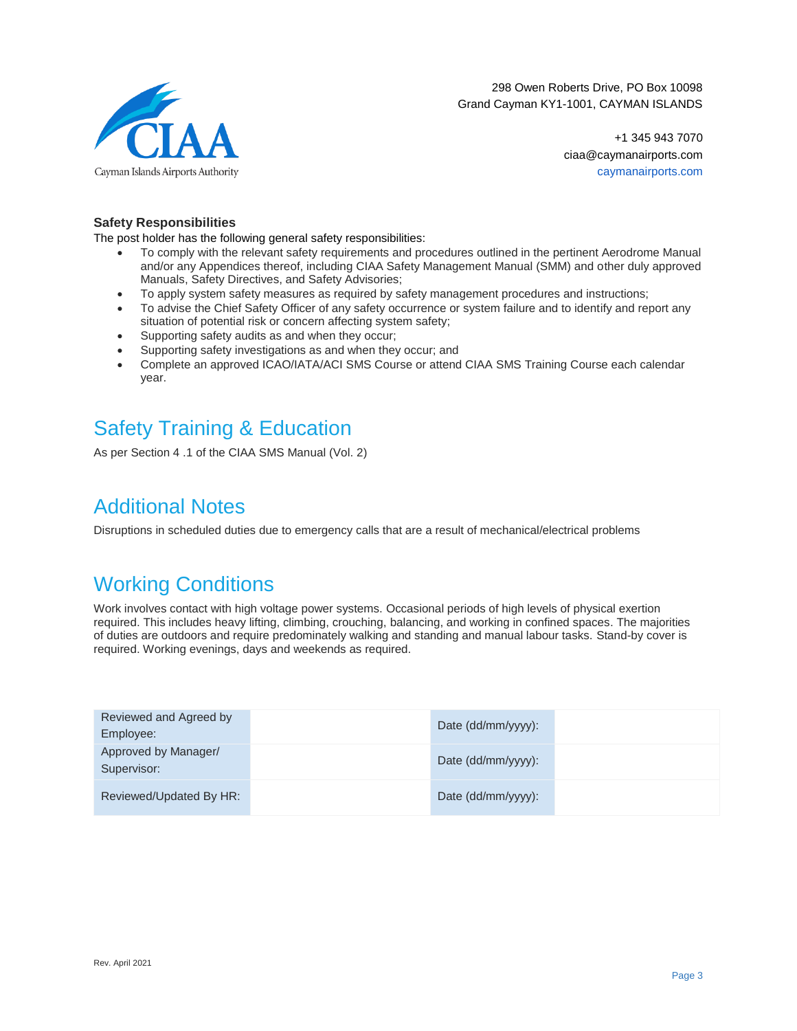298 Owen Roberts Drive, PO Box 10098
Grand Cayman KY1-1001, CAYMAN ISLANDS

+1 345 943 7070
ciaa@caymanairports.com
caymanairports.com

**Safety Responsibilities**

The post holder has the following general safety responsibilities:

- To comply with the relevant safety requirements and procedures outlined in the pertinent Aerodrome Manual and/or any Appendices thereof, including CIAA Safety Management Manual (SMM) and other duly approved Manuals, Safety Directives, and Safety Advisories;
- To apply system safety measures as required by safety management procedures and instructions;
- To advise the Chief Safety Officer of any safety occurrence or system failure and to identify and report any situation of potential risk or concern affecting system safety;
- Supporting safety audits as and when they occur;
- Supporting safety investigations as and when they occur; and
- Complete an approved ICAO/IATA/ACI SMS Course or attend CIAA SMS Training Course each calendar year.

## Safety Training & Education

As per Section 4 .1 of the CIAA SMS Manual (Vol. 2)

## Additional Notes

Disruptions in scheduled duties due to emergency calls that are a result of mechanical/electrical problems

## Working Conditions

Work involves contact with high voltage power systems. Occasional periods of high levels of physical exertion required. This includes heavy lifting, climbing, crouching, balancing, and working in confined spaces. The majorities of duties are outdoors and require predominately walking and standing and manual labour tasks. Stand-by cover is required. Working evenings, days and weekends as required.

| | | | |
|---|---|---|---|
| Reviewed and Agreed by Employee: | | Date (dd/mm/yyyy): | |
| Approved by Manager/ Supervisor: | | Date (dd/mm/yyyy): | |
| Reviewed/Updated By HR: | | Date (dd/mm/yyyy): | |

Rev. April 2021